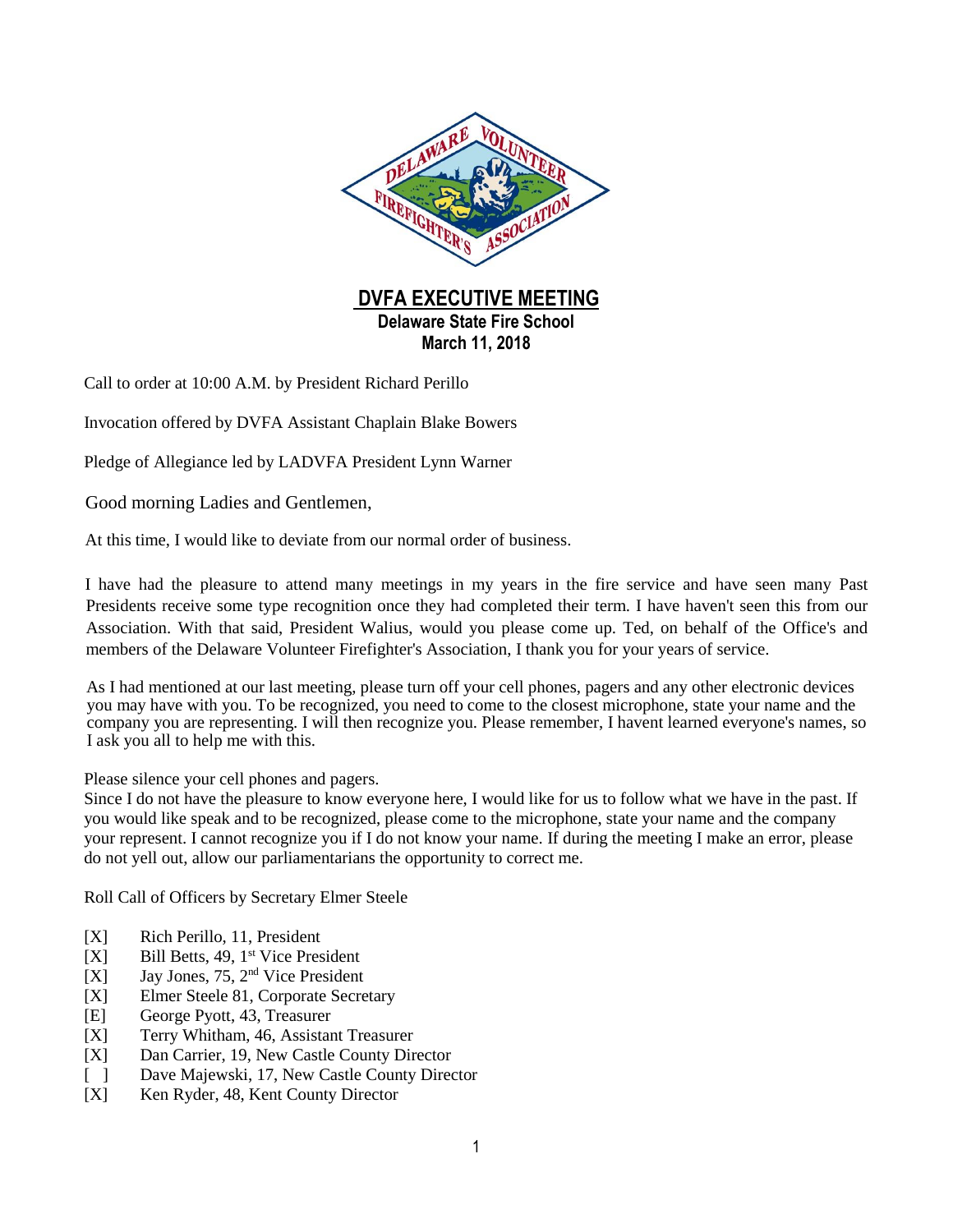# DVFA EXECUTIVE MEETING

**Delaware State Fire School**
**March 11, 2018**

Call to order at 10:00 A.M. by President Richard Perillo

Invocation offered by DVFA Assistant Chaplain Blake Bowers

Pledge of Allegiance led by LADVFA President Lynn Warner

Good morning Ladies and Gentlemen,

At this time, I would like to deviate from our normal order of business.

I have had the pleasure to attend many meetings in my years in the fire service and have seen many Past Presidents receive some type recognition once they had completed their term. I have haven't seen this from our Association. With that said, President Walius, would you please come up. Ted, on behalf of the Office's and members of the Delaware Volunteer Firefighter's Association, I thank you for your years of service.

As I had mentioned at our last meeting, please turn off your cell phones, pagers and any other electronic devices you may have with you. To be recognized, you need to come to the closest microphone, state your name and the company you are representing. I will then recognize you. Please remember, I havent learned everyone's names, so I ask you all to help me with this.

Please silence your cell phones and pagers.
Since I do not have the pleasure to know everyone here, I would like for us to follow what we have in the past. If you would like speak and to be recognized, please come to the microphone, state your name and the company your represent. I cannot recognize you if I do not know your name. If during the meeting I make an error, please do not yell out, allow our parliamentarians the opportunity to correct me.

Roll Call of Officers by Secretary Elmer Steele

- [X] Rich Perillo, 11, President
- [X] Bill Betts, 49, 1st Vice President
- [X] Jay Jones, 75, 2nd Vice President
- [X] Elmer Steele 81, Corporate Secretary
- [E] George Pyott, 43, Treasurer
- [X] Terry Whitham, 46, Assistant Treasurer
- [X] Dan Carrier, 19, New Castle County Director
- [ ] Dave Majewski, 17, New Castle County Director
- [X] Ken Ryder, 48, Kent County Director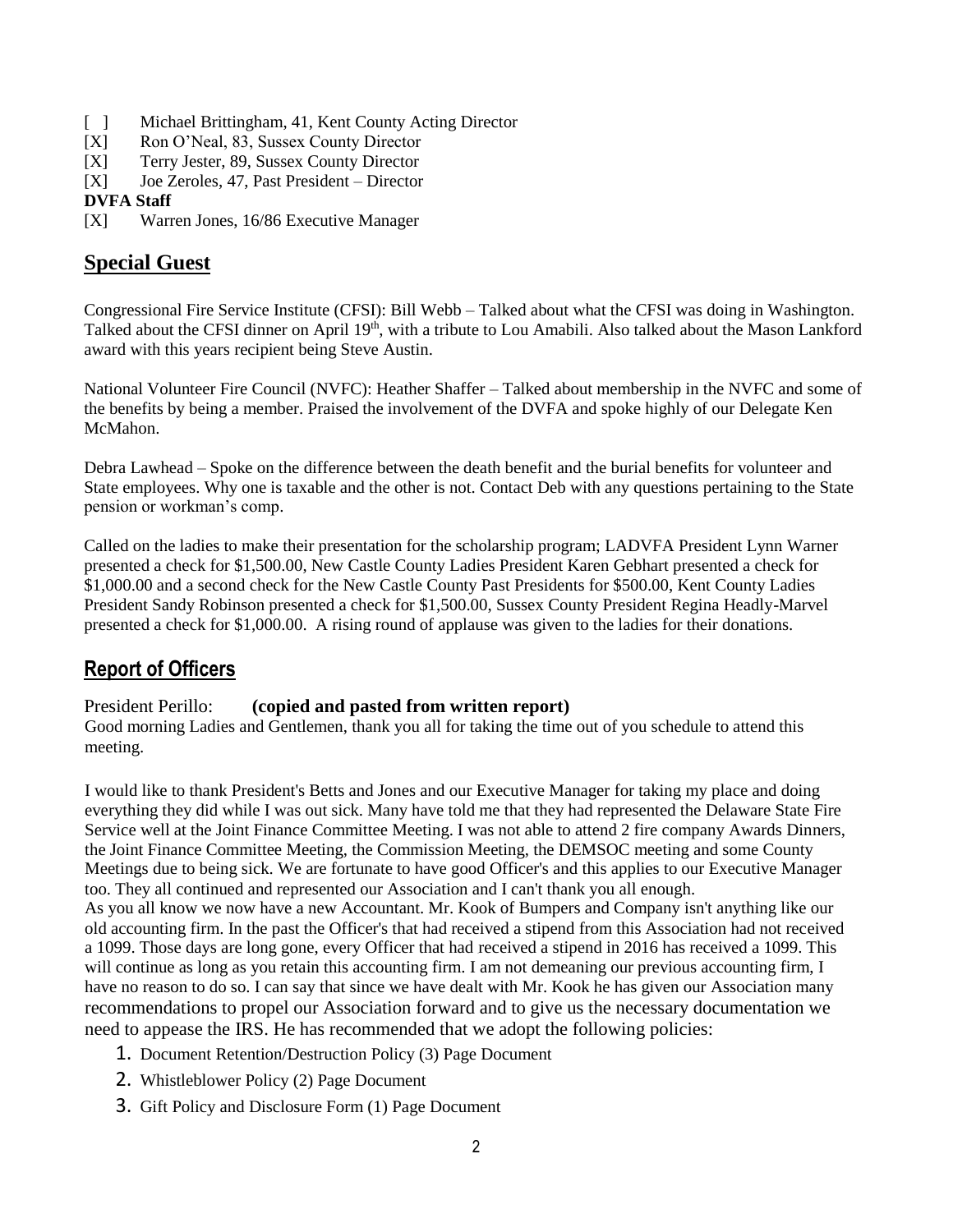[ ] Michael Brittingham, 41, Kent County Acting Director
[X] Ron O'Neal, 83, Sussex County Director
[X] Terry Jester, 89, Sussex County Director
[X] Joe Zeroles, 47, Past President – Director

**DVFA Staff**

[X] Warren Jones, 16/86 Executive Manager

## Special Guest

Congressional Fire Service Institute (CFSI): Bill Webb – Talked about what the CFSI was doing in Washington. Talked about the CFSI dinner on April 19th, with a tribute to Lou Amabili. Also talked about the Mason Lankford award with this years recipient being Steve Austin.

National Volunteer Fire Council (NVFC): Heather Shaffer – Talked about membership in the NVFC and some of the benefits by being a member. Praised the involvement of the DVFA and spoke highly of our Delegate Ken McMahon.

Debra Lawhead – Spoke on the difference between the death benefit and the burial benefits for volunteer and State employees. Why one is taxable and the other is not. Contact Deb with any questions pertaining to the State pension or workman's comp.

Called on the ladies to make their presentation for the scholarship program; LADVFA President Lynn Warner presented a check for $1,500.00, New Castle County Ladies President Karen Gebhart presented a check for $1,000.00 and a second check for the New Castle County Past Presidents for $500.00, Kent County Ladies President Sandy Robinson presented a check for $1,500.00, Sussex County President Regina Headly-Marvel presented a check for $1,000.00. A rising round of applause was given to the ladies for their donations.

## Report of Officers

President Perillo: **(copied and pasted from written report)**

Good morning Ladies and Gentlemen, thank you all for taking the time out of you schedule to attend this meeting.

I would like to thank President's Betts and Jones and our Executive Manager for taking my place and doing everything they did while I was out sick. Many have told me that they had represented the Delaware State Fire Service well at the Joint Finance Committee Meeting. I was not able to attend 2 fire company Awards Dinners, the Joint Finance Committee Meeting, the Commission Meeting, the DEMSOC meeting and some County Meetings due to being sick. We are fortunate to have good Officer's and this applies to our Executive Manager too. They all continued and represented our Association and I can't thank you all enough.
As you all know we now have a new Accountant. Mr. Kook of Bumpers and Company isn't anything like our old accounting firm. In the past the Officer's that had received a stipend from this Association had not received a 1099. Those days are long gone, every Officer that had received a stipend in 2016 has received a 1099. This will continue as long as you retain this accounting firm. I am not demeaning our previous accounting firm, I have no reason to do so. I can say that since we have dealt with Mr. Kook he has given our Association many recommendations to propel our Association forward and to give us the necessary documentation we need to appease the IRS. He has recommended that we adopt the following policies:

1. Document Retention/Destruction Policy (3) Page Document
2. Whistleblower Policy (2) Page Document
3. Gift Policy and Disclosure Form (1) Page Document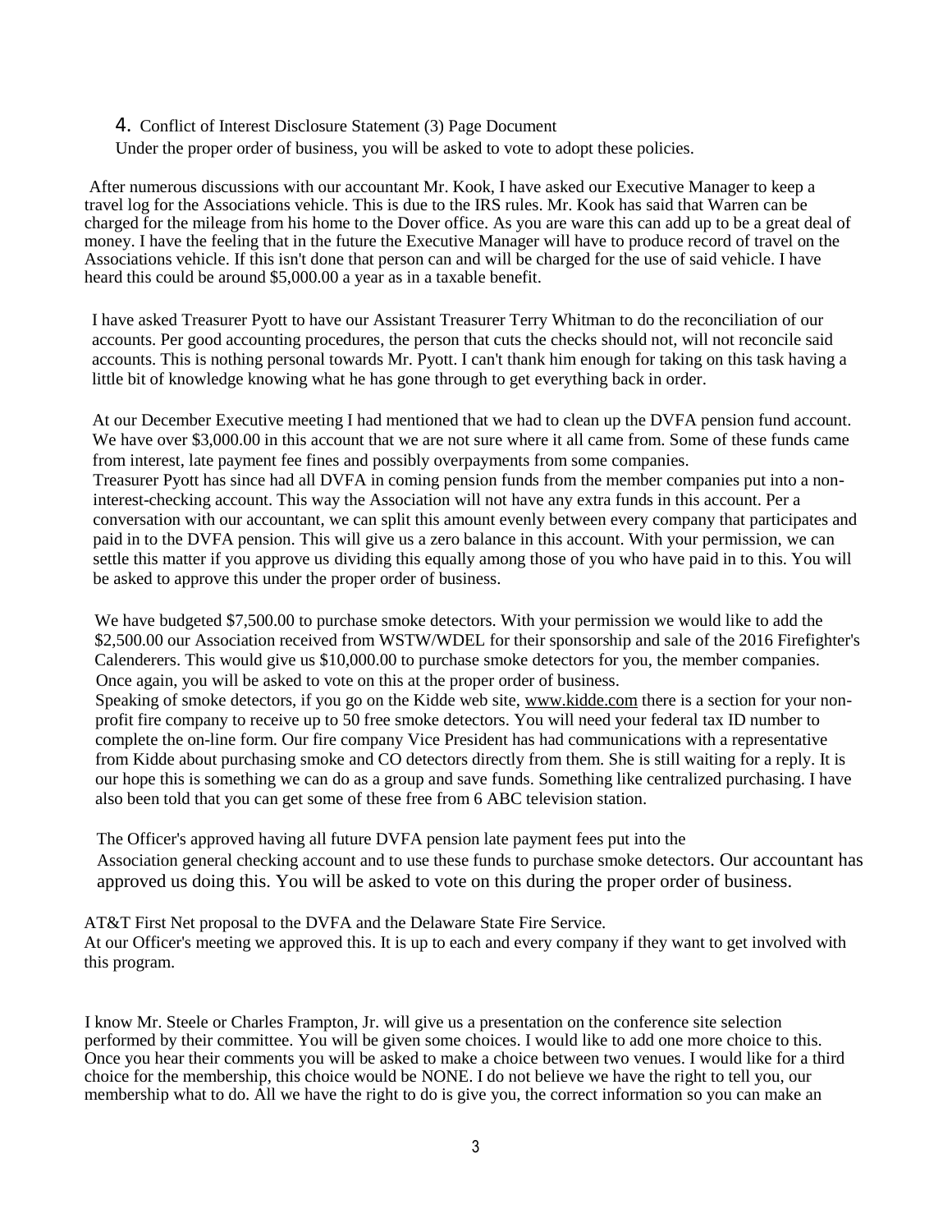4. Conflict of Interest Disclosure Statement (3) Page Document

Under the proper order of business, you will be asked to vote to adopt these policies.

After numerous discussions with our accountant Mr. Kook, I have asked our Executive Manager to keep a travel log for the Associations vehicle. This is due to the IRS rules. Mr. Kook has said that Warren can be charged for the mileage from his home to the Dover office. As you are ware this can add up to be a great deal of money. I have the feeling that in the future the Executive Manager will have to produce record of travel on the Associations vehicle. If this isn't done that person can and will be charged for the use of said vehicle. I have heard this could be around $5,000.00 a year as in a taxable benefit.

I have asked Treasurer Pyott to have our Assistant Treasurer Terry Whitman to do the reconciliation of our accounts. Per good accounting procedures, the person that cuts the checks should not, will not reconcile said accounts. This is nothing personal towards Mr. Pyott. I can't thank him enough for taking on this task having a little bit of knowledge knowing what he has gone through to get everything back in order.

At our December Executive meeting I had mentioned that we had to clean up the DVFA pension fund account. We have over $3,000.00 in this account that we are not sure where it all came from. Some of these funds came from interest, late payment fee fines and possibly overpayments from some companies.
Treasurer Pyott has since had all DVFA in coming pension funds from the member companies put into a non-interest-checking account. This way the Association will not have any extra funds in this account. Per a conversation with our accountant, we can split this amount evenly between every company that participates and paid in to the DVFA pension. This will give us a zero balance in this account. With your permission, we can settle this matter if you approve us dividing this equally among those of you who have paid in to this. You will be asked to approve this under the proper order of business.

We have budgeted $7,500.00 to purchase smoke detectors. With your permission we would like to add the $2,500.00 our Association received from WSTW/WDEL for their sponsorship and sale of the 2016 Firefighter's Calenderers. This would give us $10,000.00 to purchase smoke detectors for you, the member companies. Once again, you will be asked to vote on this at the proper order of business.
Speaking of smoke detectors, if you go on the Kidde web site, www.kidde.com there is a section for your non-profit fire company to receive up to 50 free smoke detectors. You will need your federal tax ID number to complete the on-line form. Our fire company Vice President has had communications with a representative from Kidde about purchasing smoke and CO detectors directly from them. She is still waiting for a reply. It is our hope this is something we can do as a group and save funds. Something like centralized purchasing. I have also been told that you can get some of these free from 6 ABC television station.

The Officer's approved having all future DVFA pension late payment fees put into the Association general checking account and to use these funds to purchase smoke detectors. Our accountant has approved us doing this. You will be asked to vote on this during the proper order of business.

AT&T First Net proposal to the DVFA and the Delaware State Fire Service.
At our Officer's meeting we approved this. It is up to each and every company if they want to get involved with this program.

I know Mr. Steele or Charles Frampton, Jr. will give us a presentation on the conference site selection performed by their committee. You will be given some choices. I would like to add one more choice to this. Once you hear their comments you will be asked to make a choice between two venues. I would like for a third choice for the membership, this choice would be NONE. I do not believe we have the right to tell you, our membership what to do. All we have the right to do is give you, the correct information so you can make an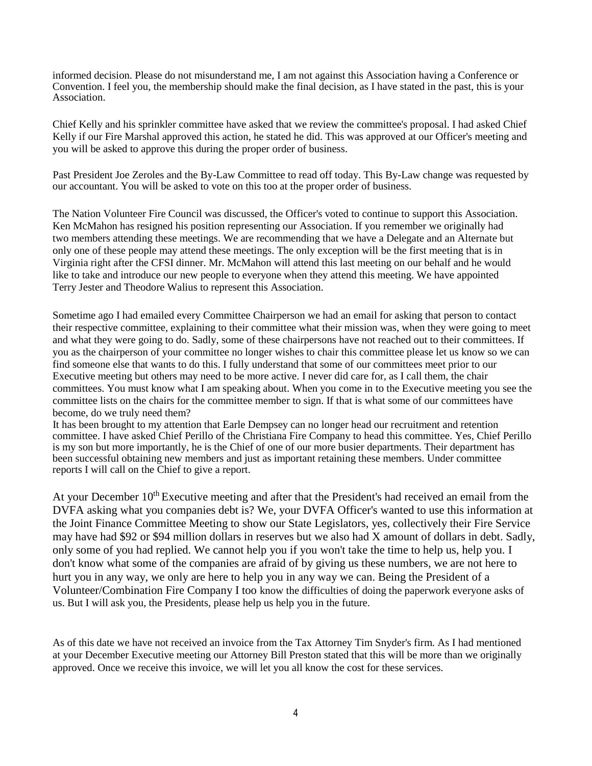informed decision. Please do not misunderstand me, I am not against this Association having a Conference or Convention. I feel you, the membership should make the final decision, as I have stated in the past, this is your Association.

Chief Kelly and his sprinkler committee have asked that we review the committee's proposal. I had asked Chief Kelly if our Fire Marshal approved this action, he stated he did. This was approved at our Officer's meeting and you will be asked to approve this during the proper order of business.

Past President Joe Zeroles and the By-Law Committee to read off today. This By-Law change was requested by our accountant. You will be asked to vote on this too at the proper order of business.

The Nation Volunteer Fire Council was discussed, the Officer's voted to continue to support this Association. Ken McMahon has resigned his position representing our Association. If you remember we originally had two members attending these meetings. We are recommending that we have a Delegate and an Alternate but only one of these people may attend these meetings. The only exception will be the first meeting that is in Virginia right after the CFSI dinner. Mr. McMahon will attend this last meeting on our behalf and he would like to take and introduce our new people to everyone when they attend this meeting. We have appointed Terry Jester and Theodore Walius to represent this Association.

Sometime ago I had emailed every Committee Chairperson we had an email for asking that person to contact their respective committee, explaining to their committee what their mission was, when they were going to meet and what they were going to do. Sadly, some of these chairpersons have not reached out to their committees. If you as the chairperson of your committee no longer wishes to chair this committee please let us know so we can find someone else that wants to do this. I fully understand that some of our committees meet prior to our Executive meeting but others may need to be more active. I never did care for, as I call them, the chair committees. You must know what I am speaking about. When you come in to the Executive meeting you see the committee lists on the chairs for the committee member to sign. If that is what some of our committees have become, do we truly need them?
It has been brought to my attention that Earle Dempsey can no longer head our recruitment and retention committee. I have asked Chief Perillo of the Christiana Fire Company to head this committee. Yes, Chief Perillo is my son but more importantly, he is the Chief of one of our more busier departments. Their department has been successful obtaining new members and just as important retaining these members. Under committee reports I will call on the Chief to give a report.

At your December 10th Executive meeting and after that the President's had received an email from the DVFA asking what you companies debt is? We, your DVFA Officer's wanted to use this information at the Joint Finance Committee Meeting to show our State Legislators, yes, collectively their Fire Service may have had $92 or $94 million dollars in reserves but we also had X amount of dollars in debt. Sadly, only some of you had replied. We cannot help you if you won't take the time to help us, help you. I don't know what some of the companies are afraid of by giving us these numbers, we are not here to hurt you in any way, we only are here to help you in any way we can. Being the President of a Volunteer/Combination Fire Company I too know the difficulties of doing the paperwork everyone asks of us. But I will ask you, the Presidents, please help us help you in the future.

As of this date we have not received an invoice from the Tax Attorney Tim Snyder's firm. As I had mentioned at your December Executive meeting our Attorney Bill Preston stated that this will be more than we originally approved. Once we receive this invoice, we will let you all know the cost for these services.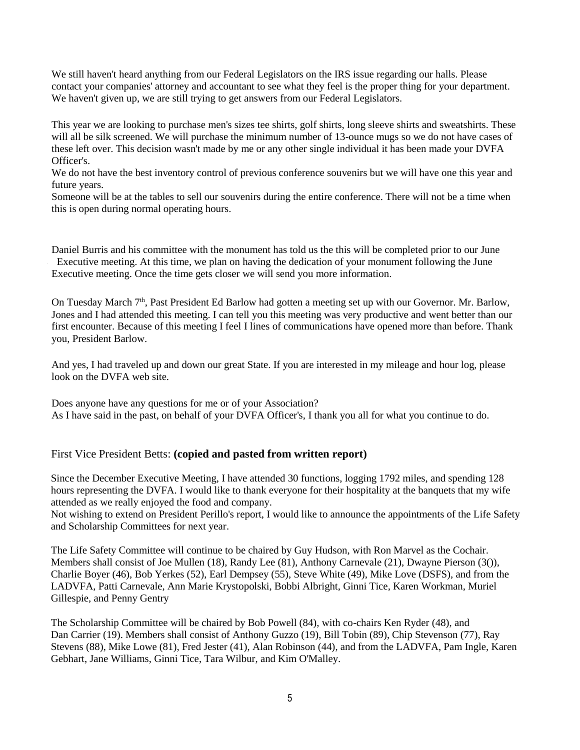We still haven't heard anything from our Federal Legislators on the IRS issue regarding our halls. Please contact your companies' attorney and accountant to see what they feel is the proper thing for your department. We haven't given up, we are still trying to get answers from our Federal Legislators.

This year we are looking to purchase men's sizes tee shirts, golf shirts, long sleeve shirts and sweatshirts. These will all be silk screened. We will purchase the minimum number of 13-ounce mugs so we do not have cases of these left over. This decision wasn't made by me or any other single individual it has been made your DVFA Officer's.
We do not have the best inventory control of previous conference souvenirs but we will have one this year and future years.
Someone will be at the tables to sell our souvenirs during the entire conference. There will not be a time when this is open during normal operating hours.

Daniel Burris and his committee with the monument has told us the this will be completed prior to our June Executive meeting. At this time, we plan on having the dedication of your monument following the June Executive meeting. Once the time gets closer we will send you more information.

On Tuesday March 7th, Past President Ed Barlow had gotten a meeting set up with our Governor. Mr. Barlow, Jones and I had attended this meeting. I can tell you this meeting was very productive and went better than our first encounter. Because of this meeting I feel I lines of communications have opened more than before. Thank you, President Barlow.

And yes, I had traveled up and down our great State. If you are interested in my mileage and hour log, please look on the DVFA web site.

Does anyone have any questions for me or of your Association?
As I have said in the past, on behalf of your DVFA Officer's, I thank you all for what you continue to do.

First Vice President Betts: **(copied and pasted from written report)**

Since the December Executive Meeting, I have attended 30 functions, logging 1792 miles, and spending 128 hours representing the DVFA. I would like to thank everyone for their hospitality at the banquets that my wife attended as we really enjoyed the food and company.
Not wishing to extend on President Perillo's report, I would like to announce the appointments of the Life Safety and Scholarship Committees for next year.

The Life Safety Committee will continue to be chaired by Guy Hudson, with Ron Marvel as the Cochair. Members shall consist of Joe Mullen (18), Randy Lee (81), Anthony Carnevale (21), Dwayne Pierson (3()), Charlie Boyer (46), Bob Yerkes (52), Earl Dempsey (55), Steve White (49), Mike Love (DSFS), and from the LADVFA, Patti Carnevale, Ann Marie Krystopolski, Bobbi Albright, Ginni Tice, Karen Workman, Muriel Gillespie, and Penny Gentry

The Scholarship Committee will be chaired by Bob Powell (84), with co-chairs Ken Ryder (48), and Dan Carrier (19). Members shall consist of Anthony Guzzo (19), Bill Tobin (89), Chip Stevenson (77), Ray Stevens (88), Mike Lowe (81), Fred Jester (41), Alan Robinson (44), and from the LADVFA, Pam Ingle, Karen Gebhart, Jane Williams, Ginni Tice, Tara Wilbur, and Kim O'Malley.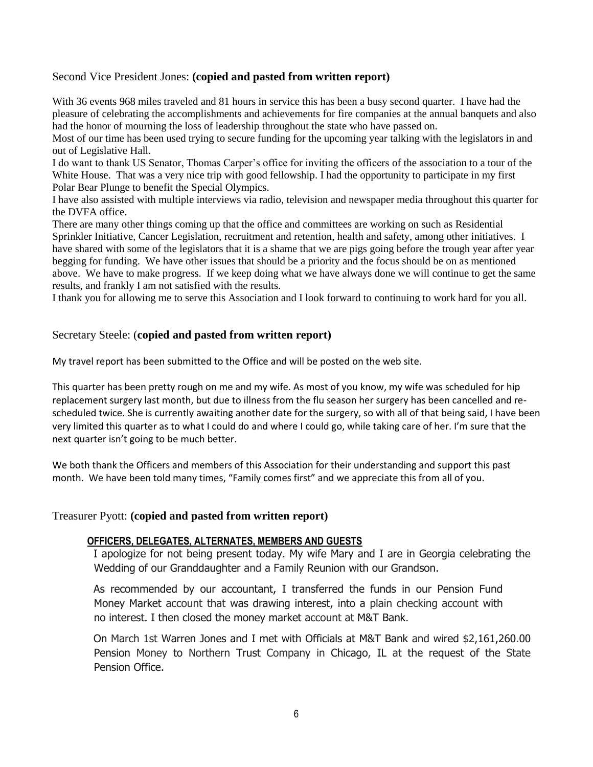Second Vice President Jones: **(copied and pasted from written report)**

With 36 events 968 miles traveled and 81 hours in service this has been a busy second quarter. I have had the pleasure of celebrating the accomplishments and achievements for fire companies at the annual banquets and also had the honor of mourning the loss of leadership throughout the state who have passed on.
Most of our time has been used trying to secure funding for the upcoming year talking with the legislators in and out of Legislative Hall.
I do want to thank US Senator, Thomas Carper's office for inviting the officers of the association to a tour of the White House. That was a very nice trip with good fellowship. I had the opportunity to participate in my first Polar Bear Plunge to benefit the Special Olympics.
I have also assisted with multiple interviews via radio, television and newspaper media throughout this quarter for the DVFA office.
There are many other things coming up that the office and committees are working on such as Residential Sprinkler Initiative, Cancer Legislation, recruitment and retention, health and safety, among other initiatives. I have shared with some of the legislators that it is a shame that we are pigs going before the trough year after year begging for funding. We have other issues that should be a priority and the focus should be on as mentioned above. We have to make progress. If we keep doing what we have always done we will continue to get the same results, and frankly I am not satisfied with the results.
I thank you for allowing me to serve this Association and I look forward to continuing to work hard for you all.

Secretary Steele: (**copied and pasted from written report)**

My travel report has been submitted to the Office and will be posted on the web site.

This quarter has been pretty rough on me and my wife. As most of you know, my wife was scheduled for hip replacement surgery last month, but due to illness from the flu season her surgery has been cancelled and re-scheduled twice. She is currently awaiting another date for the surgery, so with all of that being said, I have been very limited this quarter as to what I could do and where I could go, while taking care of her. I'm sure that the next quarter isn't going to be much better.

We both thank the Officers and members of this Association for their understanding and support this past month. We have been told many times, "Family comes first" and we appreciate this from all of you.

Treasurer Pyott: **(copied and pasted from written report)**

**OFFICERS, DELEGATES, ALTERNATES, MEMBERS AND GUESTS**

I apologize for not being present today. My wife Mary and I are in Georgia celebrating the Wedding of our Granddaughter and a Family Reunion with our Grandson.

As recommended by our accountant, I transferred the funds in our Pension Fund Money Market account that was drawing interest, into a plain checking account with no interest. I then closed the money market account at M&T Bank.

On March 1st Warren Jones and I met with Officials at M&T Bank and wired $2,161,260.00 Pension Money to Northern Trust Company in Chicago, IL at the request of the State Pension Office.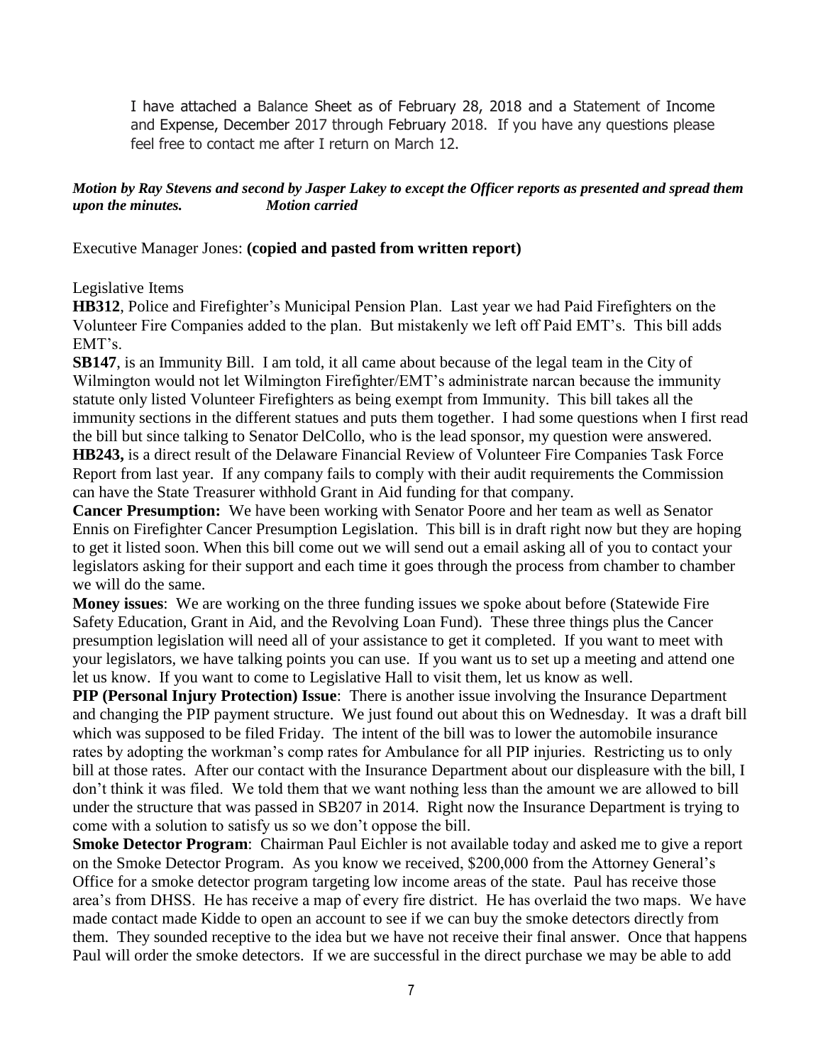I have attached a Balance Sheet as of February 28, 2018 and a Statement of Income and Expense, December 2017 through February 2018. If you have any questions please feel free to contact me after I return on March 12.

***Motion by Ray Stevens and second by Jasper Lakey to except the Officer reports as presented and spread them upon the minutes. Motion carried***

Executive Manager Jones: **(copied and pasted from written report)**

Legislative Items

**HB312**, Police and Firefighter's Municipal Pension Plan. Last year we had Paid Firefighters on the Volunteer Fire Companies added to the plan. But mistakenly we left off Paid EMT's. This bill adds EMT's.

**SB147**, is an Immunity Bill. I am told, it all came about because of the legal team in the City of Wilmington would not let Wilmington Firefighter/EMT's administrate narcan because the immunity statute only listed Volunteer Firefighters as being exempt from Immunity. This bill takes all the immunity sections in the different statues and puts them together. I had some questions when I first read the bill but since talking to Senator DelCollo, who is the lead sponsor, my question were answered.

**HB243,** is a direct result of the Delaware Financial Review of Volunteer Fire Companies Task Force Report from last year. If any company fails to comply with their audit requirements the Commission can have the State Treasurer withhold Grant in Aid funding for that company.

**Cancer Presumption:** We have been working with Senator Poore and her team as well as Senator Ennis on Firefighter Cancer Presumption Legislation. This bill is in draft right now but they are hoping to get it listed soon. When this bill come out we will send out a email asking all of you to contact your legislators asking for their support and each time it goes through the process from chamber to chamber we will do the same.

**Money issues**: We are working on the three funding issues we spoke about before (Statewide Fire Safety Education, Grant in Aid, and the Revolving Loan Fund). These three things plus the Cancer presumption legislation will need all of your assistance to get it completed. If you want to meet with your legislators, we have talking points you can use. If you want us to set up a meeting and attend one let us know. If you want to come to Legislative Hall to visit them, let us know as well.

**PIP (Personal Injury Protection) Issue**: There is another issue involving the Insurance Department and changing the PIP payment structure. We just found out about this on Wednesday. It was a draft bill which was supposed to be filed Friday. The intent of the bill was to lower the automobile insurance rates by adopting the workman's comp rates for Ambulance for all PIP injuries. Restricting us to only bill at those rates. After our contact with the Insurance Department about our displeasure with the bill, I don't think it was filed. We told them that we want nothing less than the amount we are allowed to bill under the structure that was passed in SB207 in 2014. Right now the Insurance Department is trying to come with a solution to satisfy us so we don't oppose the bill.

**Smoke Detector Program**: Chairman Paul Eichler is not available today and asked me to give a report on the Smoke Detector Program. As you know we received, $200,000 from the Attorney General's Office for a smoke detector program targeting low income areas of the state. Paul has receive those area's from DHSS. He has receive a map of every fire district. He has overlaid the two maps. We have made contact made Kidde to open an account to see if we can buy the smoke detectors directly from them. They sounded receptive to the idea but we have not receive their final answer. Once that happens Paul will order the smoke detectors. If we are successful in the direct purchase we may be able to add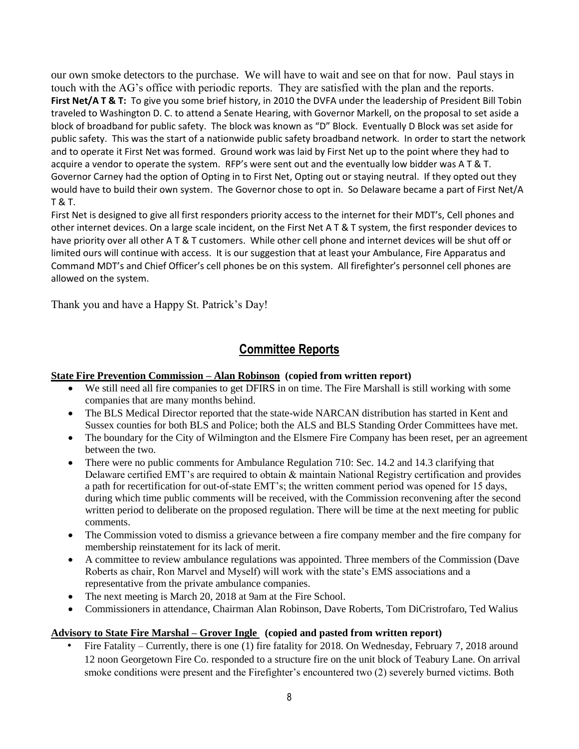our own smoke detectors to the purchase. We will have to wait and see on that for now. Paul stays in touch with the AG's office with periodic reports. They are satisfied with the plan and the reports.

**First Net/A T & T:** To give you some brief history, in 2010 the DVFA under the leadership of President Bill Tobin traveled to Washington D. C. to attend a Senate Hearing, with Governor Markell, on the proposal to set aside a block of broadband for public safety. The block was known as "D" Block. Eventually D Block was set aside for public safety. This was the start of a nationwide public safety broadband network. In order to start the network and to operate it First Net was formed. Ground work was laid by First Net up to the point where they had to acquire a vendor to operate the system. RFP's were sent out and the eventually low bidder was A T & T. Governor Carney had the option of Opting in to First Net, Opting out or staying neutral. If they opted out they would have to build their own system. The Governor chose to opt in. So Delaware became a part of First Net/A T & T.

First Net is designed to give all first responders priority access to the internet for their MDT's, Cell phones and other internet devices. On a large scale incident, on the First Net A T & T system, the first responder devices to have priority over all other A T & T customers. While other cell phone and internet devices will be shut off or limited ours will continue with access. It is our suggestion that at least your Ambulance, Fire Apparatus and Command MDT's and Chief Officer's cell phones be on this system. All firefighter's personnel cell phones are allowed on the system.

Thank you and have a Happy St. Patrick's Day!

## Committee Reports

**State Fire Prevention Commission – Alan Robinson (copied from written report)**

- We still need all fire companies to get DFIRS in on time. The Fire Marshall is still working with some companies that are many months behind.
- The BLS Medical Director reported that the state-wide NARCAN distribution has started in Kent and Sussex counties for both BLS and Police; both the ALS and BLS Standing Order Committees have met.
- The boundary for the City of Wilmington and the Elsmere Fire Company has been reset, per an agreement between the two.
- There were no public comments for Ambulance Regulation 710: Sec. 14.2 and 14.3 clarifying that Delaware certified EMT's are required to obtain & maintain National Registry certification and provides a path for recertification for out-of-state EMT's; the written comment period was opened for 15 days, during which time public comments will be received, with the Commission reconvening after the second written period to deliberate on the proposed regulation. There will be time at the next meeting for public comments.
- The Commission voted to dismiss a grievance between a fire company member and the fire company for membership reinstatement for its lack of merit.
- A committee to review ambulance regulations was appointed. Three members of the Commission (Dave Roberts as chair, Ron Marvel and Myself) will work with the state's EMS associations and a representative from the private ambulance companies.
- The next meeting is March 20, 2018 at 9am at the Fire School.
- Commissioners in attendance, Chairman Alan Robinson, Dave Roberts, Tom DiCristrofaro, Ted Walius

**Advisory to State Fire Marshal – Grover Ingle (copied and pasted from written report)**

- Fire Fatality – Currently, there is one (1) fire fatality for 2018. On Wednesday, February 7, 2018 around 12 noon Georgetown Fire Co. responded to a structure fire on the unit block of Teabury Lane. On arrival smoke conditions were present and the Firefighter's encountered two (2) severely burned victims. Both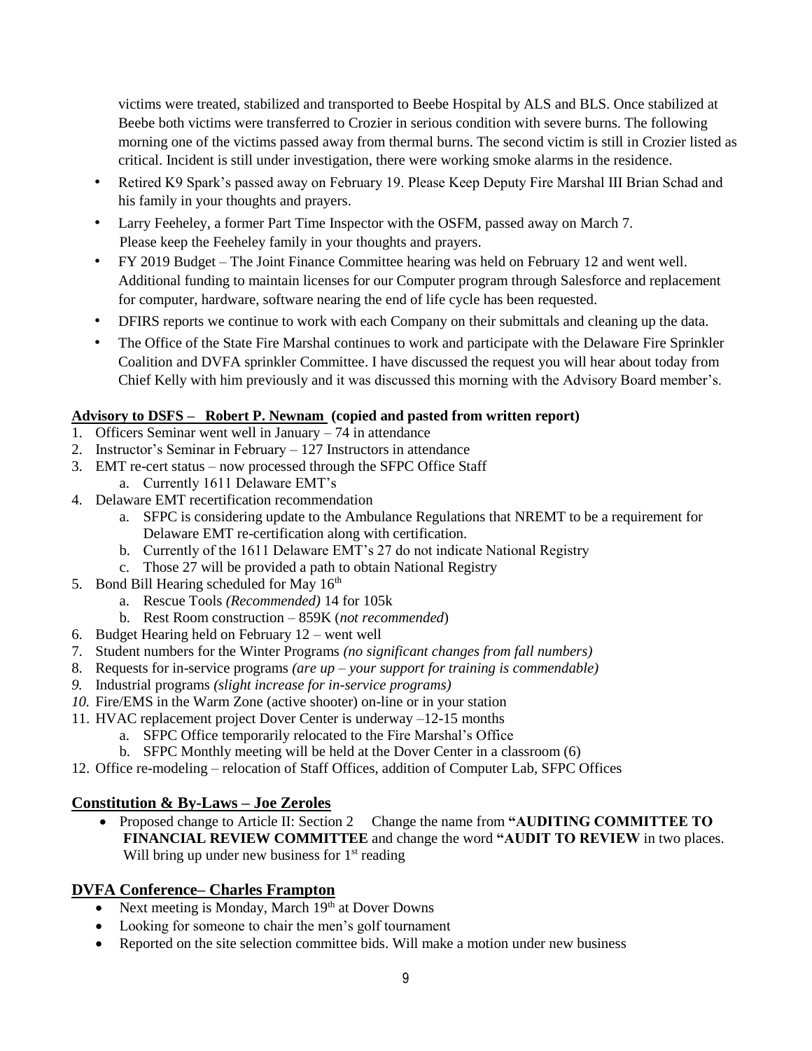victims were treated, stabilized and transported to Beebe Hospital by ALS and BLS. Once stabilized at Beebe both victims were transferred to Crozier in serious condition with severe burns. The following morning one of the victims passed away from thermal burns. The second victim is still in Crozier listed as critical. Incident is still under investigation, there were working smoke alarms in the residence.

- Retired K9 Spark's passed away on February 19. Please Keep Deputy Fire Marshal III Brian Schad and his family in your thoughts and prayers.
- Larry Feeheley, a former Part Time Inspector with the OSFM, passed away on March 7. Please keep the Feeheley family in your thoughts and prayers.
- FY 2019 Budget – The Joint Finance Committee hearing was held on February 12 and went well. Additional funding to maintain licenses for our Computer program through Salesforce and replacement for computer, hardware, software nearing the end of life cycle has been requested.
- DFIRS reports we continue to work with each Company on their submittals and cleaning up the data.
- The Office of the State Fire Marshal continues to work and participate with the Delaware Fire Sprinkler Coalition and DVFA sprinkler Committee. I have discussed the request you will hear about today from Chief Kelly with him previously and it was discussed this morning with the Advisory Board member's.

**Advisory to DSFS – Robert P. Newnam (copied and pasted from written report)**

1. Officers Seminar went well in January – 74 in attendance
2. Instructor's Seminar in February – 127 Instructors in attendance
3. EMT re-cert status – now processed through the SFPC Office Staff
   a. Currently 1611 Delaware EMT's
4. Delaware EMT recertification recommendation
   a. SFPC is considering update to the Ambulance Regulations that NREMT to be a requirement for Delaware EMT re-certification along with certification.
   b. Currently of the 1611 Delaware EMT's 27 do not indicate National Registry
   c. Those 27 will be provided a path to obtain National Registry
5. Bond Bill Hearing scheduled for May 16th
   a. Rescue Tools *(Recommended)* 14 for 105k
   b. Rest Room construction – 859K (*not recommended*)
6. Budget Hearing held on February 12 – went well
7. Student numbers for the Winter Programs *(no significant changes from fall numbers)*
8. Requests for in-service programs *(are up – your support for training is commendable)*
9. Industrial programs *(slight increase for in-service programs)*
10. Fire/EMS in the Warm Zone (active shooter) on-line or in your station
11. HVAC replacement project Dover Center is underway –12-15 months
    a. SFPC Office temporarily relocated to the Fire Marshal's Office
    b. SFPC Monthly meeting will be held at the Dover Center in a classroom (6)
12. Office re-modeling – relocation of Staff Offices, addition of Computer Lab, SFPC Offices

## Constitution & By-Laws – Joe Zeroles

- Proposed change to Article II: Section 2 Change the name from **"AUDITING COMMITTEE TO FINANCIAL REVIEW COMMITTEE** and change the word **"AUDIT TO REVIEW** in two places. Will bring up under new business for 1st reading

## DVFA Conference– Charles Frampton

- Next meeting is Monday, March 19th at Dover Downs
- Looking for someone to chair the men's golf tournament
- Reported on the site selection committee bids. Will make a motion under new business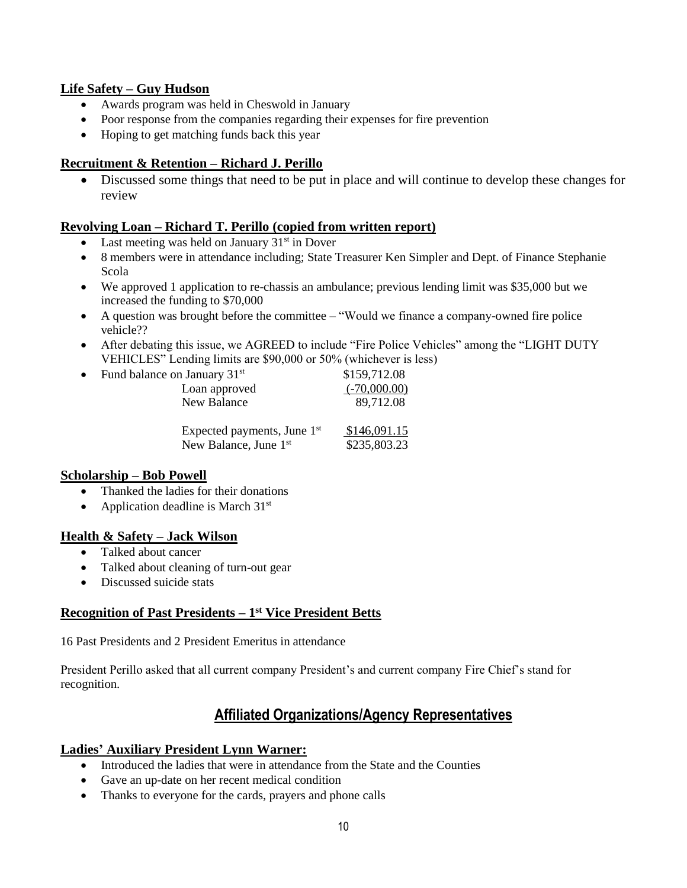**Life Safety – Guy Hudson**

- Awards program was held in Cheswold in January
- Poor response from the companies regarding their expenses for fire prevention
- Hoping to get matching funds back this year

**Recruitment & Retention – Richard J. Perillo**

- Discussed some things that need to be put in place and will continue to develop these changes for review

**Revolving Loan – Richard T. Perillo (copied from written report)**

- Last meeting was held on January 31st in Dover
- 8 members were in attendance including; State Treasurer Ken Simpler and Dept. of Finance Stephanie Scola
- We approved 1 application to re-chassis an ambulance; previous lending limit was $35,000 but we increased the funding to $70,000
- A question was brought before the committee – "Would we finance a company-owned fire police vehicle??
- After debating this issue, we AGREED to include "Fire Police Vehicles" among the "LIGHT DUTY VEHICLES" Lending limits are $90,000 or 50% (whichever is less)
- Fund balance on January 31st $159,712.08

| | |
|---|---|
| Loan approved | (-70,000.00) |
| New Balance | 89,712.08 |
| | |
| Expected payments, June 1st | $146,091.15 |
| New Balance, June 1st | $235,803.23 |

**Scholarship – Bob Powell**

- Thanked the ladies for their donations
- Application deadline is March 31st

**Health & Safety – Jack Wilson**

- Talked about cancer
- Talked about cleaning of turn-out gear
- Discussed suicide stats

**Recognition of Past Presidents – 1st Vice President Betts**

16 Past Presidents and 2 President Emeritus in attendance

President Perillo asked that all current company President's and current company Fire Chief's stand for recognition.

## Affiliated Organizations/Agency Representatives

**Ladies' Auxiliary President Lynn Warner:**

- Introduced the ladies that were in attendance from the State and the Counties
- Gave an up-date on her recent medical condition
- Thanks to everyone for the cards, prayers and phone calls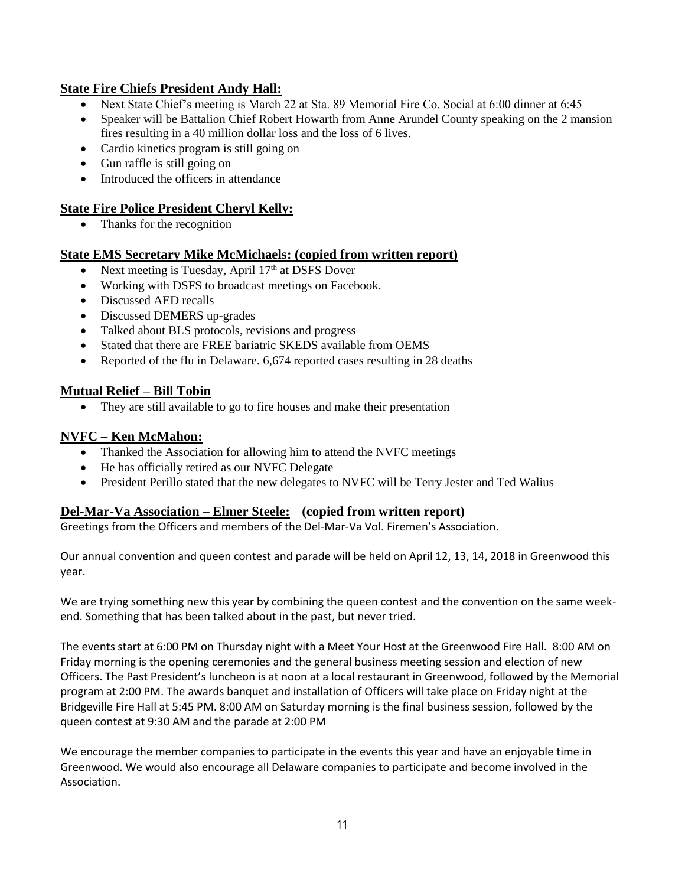## State Fire Chiefs President Andy Hall:

- Next State Chief's meeting is March 22 at Sta. 89 Memorial Fire Co. Social at 6:00 dinner at 6:45
- Speaker will be Battalion Chief Robert Howarth from Anne Arundel County speaking on the 2 mansion fires resulting in a 40 million dollar loss and the loss of 6 lives.
- Cardio kinetics program is still going on
- Gun raffle is still going on
- Introduced the officers in attendance

## State Fire Police President Cheryl Kelly:

- Thanks for the recognition

## State EMS Secretary Mike McMichaels: (copied from written report)

- Next meeting is Tuesday, April 17th at DSFS Dover
- Working with DSFS to broadcast meetings on Facebook.
- Discussed AED recalls
- Discussed DEMERS up-grades
- Talked about BLS protocols, revisions and progress
- Stated that there are FREE bariatric SKEDS available from OEMS
- Reported of the flu in Delaware. 6,674 reported cases resulting in 28 deaths

## Mutual Relief – Bill Tobin

- They are still available to go to fire houses and make their presentation

## NVFC – Ken McMahon:

- Thanked the Association for allowing him to attend the NVFC meetings
- He has officially retired as our NVFC Delegate
- President Perillo stated that the new delegates to NVFC will be Terry Jester and Ted Walius

## Del-Mar-Va Association – Elmer Steele: (copied from written report)

Greetings from the Officers and members of the Del-Mar-Va Vol. Firemen's Association.

Our annual convention and queen contest and parade will be held on April 12, 13, 14, 2018 in Greenwood this year.

We are trying something new this year by combining the queen contest and the convention on the same week-end. Something that has been talked about in the past, but never tried.

The events start at 6:00 PM on Thursday night with a Meet Your Host at the Greenwood Fire Hall. 8:00 AM on Friday morning is the opening ceremonies and the general business meeting session and election of new Officers. The Past President's luncheon is at noon at a local restaurant in Greenwood, followed by the Memorial program at 2:00 PM. The awards banquet and installation of Officers will take place on Friday night at the Bridgeville Fire Hall at 5:45 PM. 8:00 AM on Saturday morning is the final business session, followed by the queen contest at 9:30 AM and the parade at 2:00 PM

We encourage the member companies to participate in the events this year and have an enjoyable time in Greenwood. We would also encourage all Delaware companies to participate and become involved in the Association.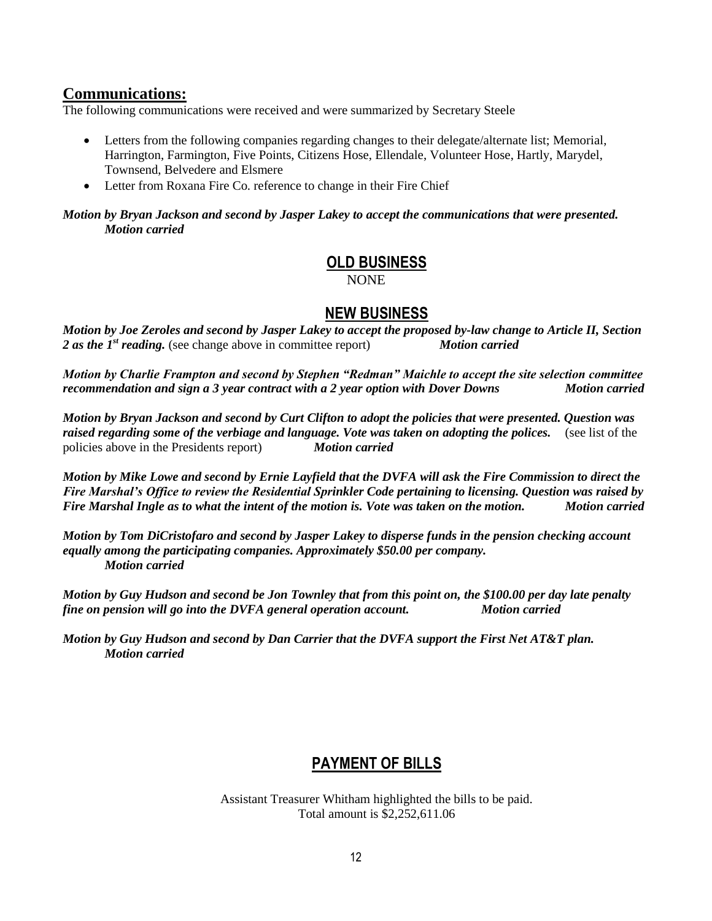## Communications:

The following communications were received and were summarized by Secretary Steele

- Letters from the following companies regarding changes to their delegate/alternate list; Memorial, Harrington, Farmington, Five Points, Citizens Hose, Ellendale, Volunteer Hose, Hartly, Marydel, Townsend, Belvedere and Elsmere
- Letter from Roxana Fire Co. reference to change in their Fire Chief

***Motion by Bryan Jackson and second by Jasper Lakey to accept the communications that were presented. Motion carried***

## OLD BUSINESS

NONE

## NEW BUSINESS

***Motion by Joe Zeroles and second by Jasper Lakey to accept the proposed by-law change to Article II, Section 2 as the 1st reading.*** (see change above in committee report) ***Motion carried***

***Motion by Charlie Frampton and second by Stephen "Redman" Maichle to accept the site selection committee recommendation and sign a 3 year contract with a 2 year option with Dover Downs Motion carried***

***Motion by Bryan Jackson and second by Curt Clifton to adopt the policies that were presented. Question was raised regarding some of the verbiage and language. Vote was taken on adopting the polices.*** (see list of the policies above in the Presidents report) ***Motion carried***

***Motion by Mike Lowe and second by Ernie Layfield that the DVFA will ask the Fire Commission to direct the Fire Marshal's Office to review the Residential Sprinkler Code pertaining to licensing. Question was raised by Fire Marshal Ingle as to what the intent of the motion is. Vote was taken on the motion. Motion carried***

***Motion by Tom DiCristofaro and second by Jasper Lakey to disperse funds in the pension checking account equally among the participating companies. Approximately $50.00 per company. Motion carried***

***Motion by Guy Hudson and second be Jon Townley that from this point on, the $100.00 per day late penalty fine on pension will go into the DVFA general operation account. Motion carried***

***Motion by Guy Hudson and second by Dan Carrier that the DVFA support the First Net AT&T plan. Motion carried***

## PAYMENT OF BILLS

Assistant Treasurer Whitham highlighted the bills to be paid.
Total amount is $2,252,611.06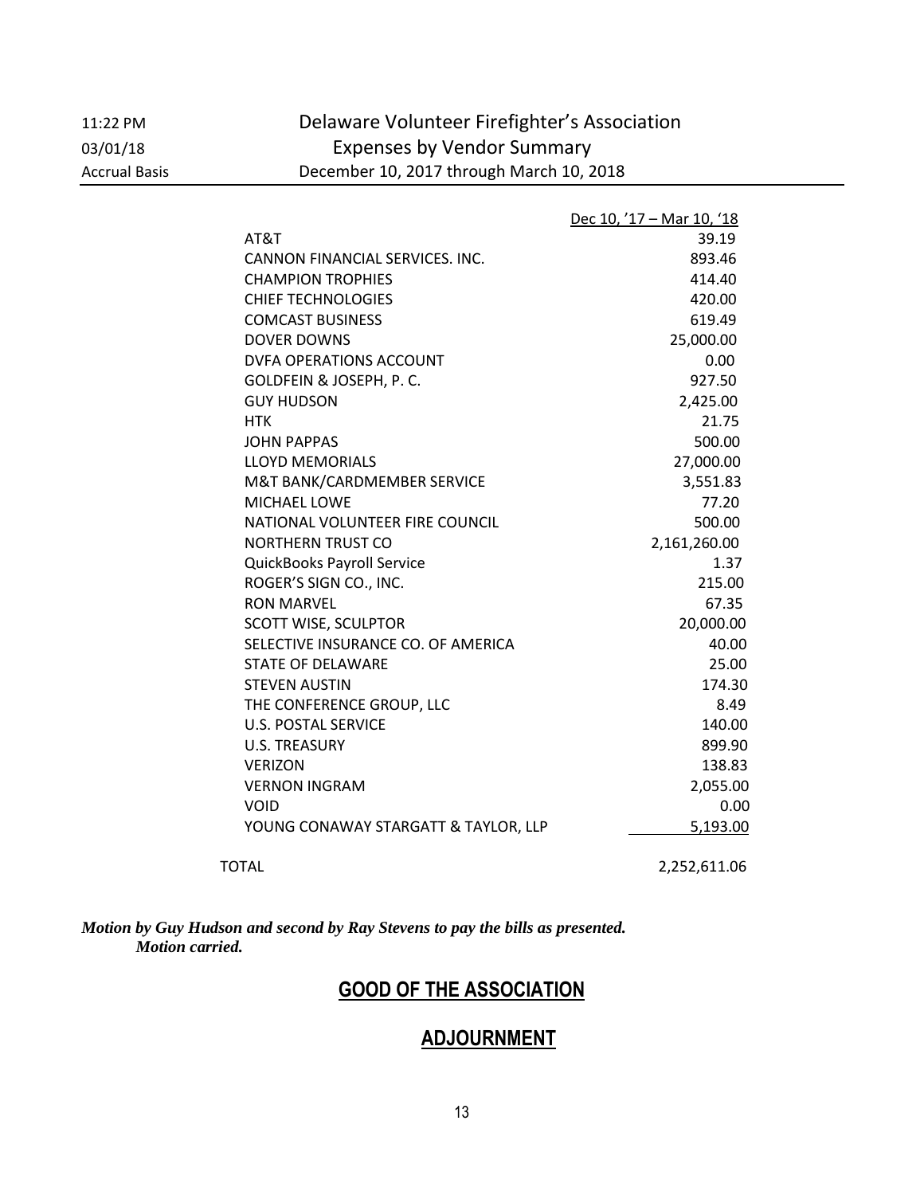11:22 PM
03/01/18
Accrual Basis

# Delaware Volunteer Firefighter's Association
## Expenses by Vendor Summary
### December 10, 2017 through March 10, 2018

| | Dec 10, '17 – Mar 10, '18 |
|---|---|
| AT&T | 39.19 |
| CANNON FINANCIAL SERVICES. INC. | 893.46 |
| CHAMPION TROPHIES | 414.40 |
| CHIEF TECHNOLOGIES | 420.00 |
| COMCAST BUSINESS | 619.49 |
| DOVER DOWNS | 25,000.00 |
| DVFA OPERATIONS ACCOUNT | 0.00 |
| GOLDFEIN & JOSEPH, P. C. | 927.50 |
| GUY HUDSON | 2,425.00 |
| HTK | 21.75 |
| JOHN PAPPAS | 500.00 |
| LLOYD MEMORIALS | 27,000.00 |
| M&T BANK/CARDMEMBER SERVICE | 3,551.83 |
| MICHAEL LOWE | 77.20 |
| NATIONAL VOLUNTEER FIRE COUNCIL | 500.00 |
| NORTHERN TRUST CO | 2,161,260.00 |
| QuickBooks Payroll Service | 1.37 |
| ROGER'S SIGN CO., INC. | 215.00 |
| RON MARVEL | 67.35 |
| SCOTT WISE, SCULPTOR | 20,000.00 |
| SELECTIVE INSURANCE CO. OF AMERICA | 40.00 |
| STATE OF DELAWARE | 25.00 |
| STEVEN AUSTIN | 174.30 |
| THE CONFERENCE GROUP, LLC | 8.49 |
| U.S. POSTAL SERVICE | 140.00 |
| U.S. TREASURY | 899.90 |
| VERIZON | 138.83 |
| VERNON INGRAM | 2,055.00 |
| VOID | 0.00 |
| YOUNG CONAWAY STARGATT & TAYLOR, LLP | 5,193.00 |
| TOTAL | 2,252,611.06 |

***Motion by Guy Hudson and second by Ray Stevens to pay the bills as presented. Motion carried.***

## GOOD OF THE ASSOCIATION

## ADJOURNMENT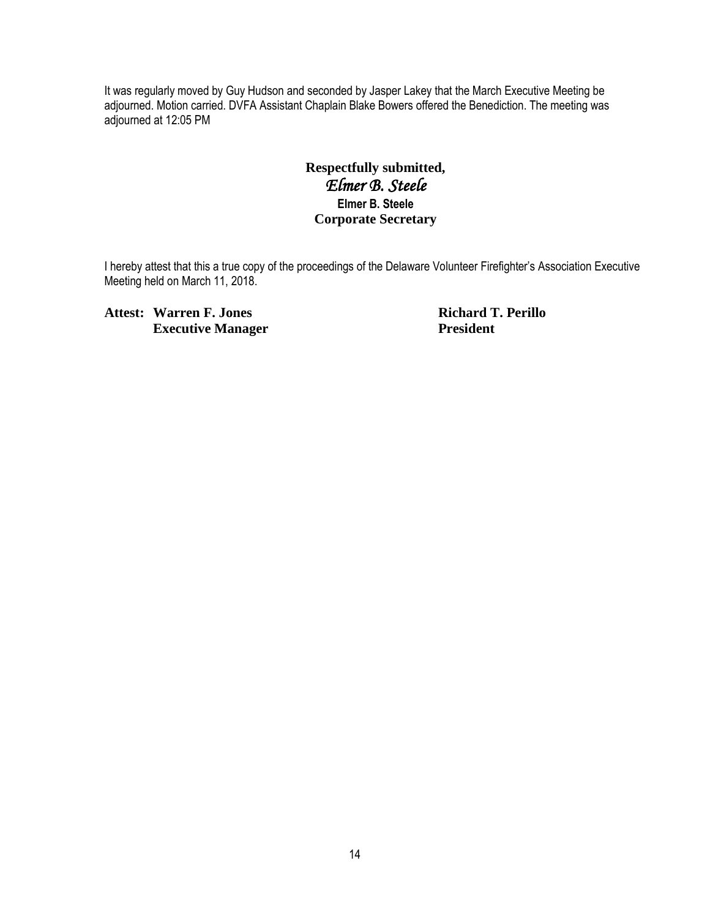It was regularly moved by Guy Hudson and seconded by Jasper Lakey that the March Executive Meeting be adjourned. Motion carried. DVFA Assistant Chaplain Blake Bowers offered the Benediction. The meeting was adjourned at 12:05 PM

**Respectfully submitted,**
*Elmer B. Steele*
**Elmer B. Steele**
**Corporate Secretary**

I hereby attest that this a true copy of the proceedings of the Delaware Volunteer Firefighter's Association Executive Meeting held on March 11, 2018.

**Attest: Warren F. Jones**
**Executive Manager**

**Richard T. Perillo**
**President**